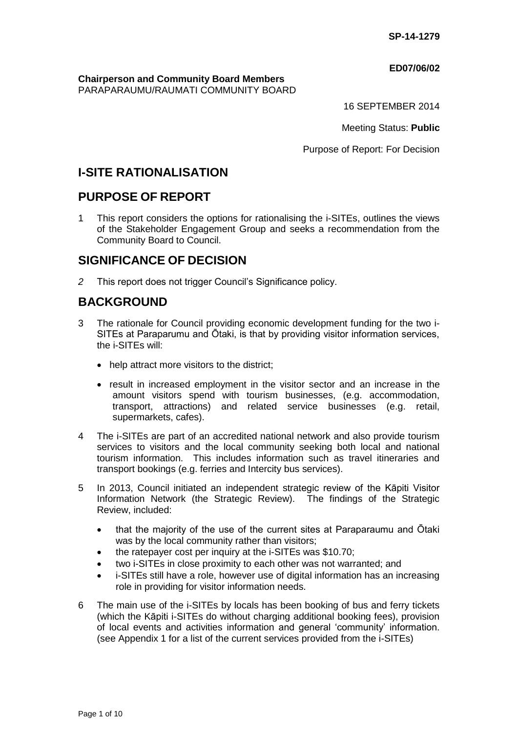**SP-14-1279**

**ED07/06/02**

**Chairperson and Community Board Members**
PARAPARAUMU/RAUMATI COMMUNITY BOARD

16 SEPTEMBER 2014

Meeting Status: **Public**

Purpose of Report: For Decision

# I-SITE RATIONALISATION

## PURPOSE OF REPORT

1 This report considers the options for rationalising the i-SITEs, outlines the views of the Stakeholder Engagement Group and seeks a recommendation from the Community Board to Council.

## SIGNIFICANCE OF DECISION

*2* This report does not trigger Council's Significance policy.

## BACKGROUND

3 The rationale for Council providing economic development funding for the two i-SITEs at Paraparumu and Ōtaki, is that by providing visitor information services, the i-SITEs will:

- help attract more visitors to the district;
- result in increased employment in the visitor sector and an increase in the amount visitors spend with tourism businesses, (e.g. accommodation, transport, attractions) and related service businesses (e.g. retail, supermarkets, cafes).

4 The i-SITEs are part of an accredited national network and also provide tourism services to visitors and the local community seeking both local and national tourism information. This includes information such as travel itineraries and transport bookings (e.g. ferries and Intercity bus services).

5 In 2013, Council initiated an independent strategic review of the Kāpiti Visitor Information Network (the Strategic Review). The findings of the Strategic Review, included:

- that the majority of the use of the current sites at Paraparaumu and Ōtaki was by the local community rather than visitors;
- the ratepayer cost per inquiry at the i-SITEs was $10.70;
- two i-SITEs in close proximity to each other was not warranted; and
- i-SITEs still have a role, however use of digital information has an increasing role in providing for visitor information needs.

6 The main use of the i-SITEs by locals has been booking of bus and ferry tickets (which the Kāpiti i-SITEs do without charging additional booking fees), provision of local events and activities information and general 'community' information. (see Appendix 1 for a list of the current services provided from the i-SITEs)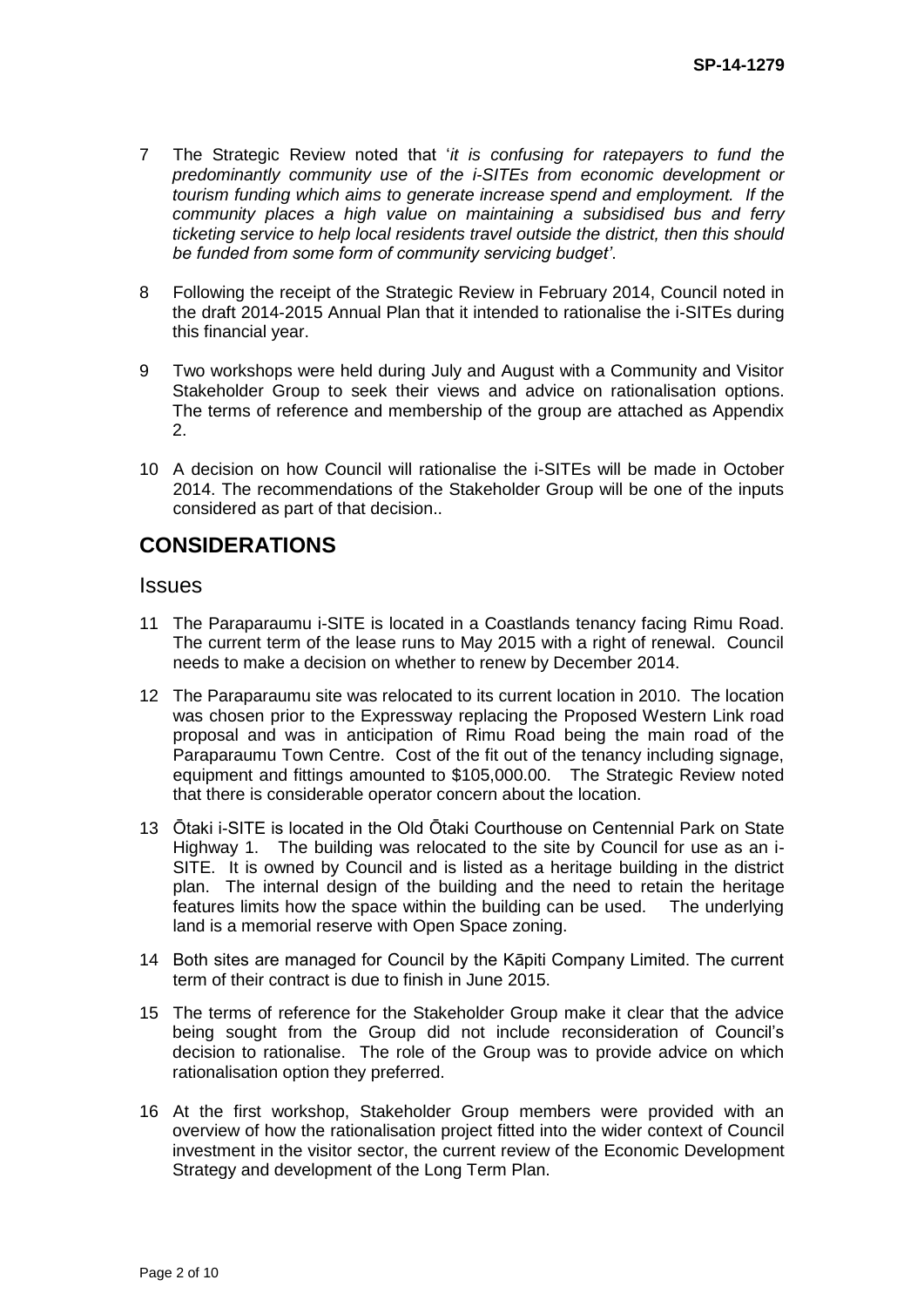7 The Strategic Review noted that '*it is confusing for ratepayers to fund the predominantly community use of the i-SITEs from economic development or tourism funding which aims to generate increase spend and employment. If the community places a high value on maintaining a subsidised bus and ferry ticketing service to help local residents travel outside the district, then this should be funded from some form of community servicing budget'*.

8 Following the receipt of the Strategic Review in February 2014, Council noted in the draft 2014-2015 Annual Plan that it intended to rationalise the i-SITEs during this financial year.

9 Two workshops were held during July and August with a Community and Visitor Stakeholder Group to seek their views and advice on rationalisation options. The terms of reference and membership of the group are attached as Appendix 2.

10 A decision on how Council will rationalise the i-SITEs will be made in October 2014. The recommendations of the Stakeholder Group will be one of the inputs considered as part of that decision..

## CONSIDERATIONS

### Issues

11 The Paraparaumu i-SITE is located in a Coastlands tenancy facing Rimu Road. The current term of the lease runs to May 2015 with a right of renewal. Council needs to make a decision on whether to renew by December 2014.

12 The Paraparaumu site was relocated to its current location in 2010. The location was chosen prior to the Expressway replacing the Proposed Western Link road proposal and was in anticipation of Rimu Road being the main road of the Paraparaumu Town Centre. Cost of the fit out of the tenancy including signage, equipment and fittings amounted to $105,000.00. The Strategic Review noted that there is considerable operator concern about the location.

13 Ōtaki i-SITE is located in the Old Ōtaki Courthouse on Centennial Park on State Highway 1. The building was relocated to the site by Council for use as an i-SITE. It is owned by Council and is listed as a heritage building in the district plan. The internal design of the building and the need to retain the heritage features limits how the space within the building can be used. The underlying land is a memorial reserve with Open Space zoning.

14 Both sites are managed for Council by the Kāpiti Company Limited. The current term of their contract is due to finish in June 2015.

15 The terms of reference for the Stakeholder Group make it clear that the advice being sought from the Group did not include reconsideration of Council's decision to rationalise. The role of the Group was to provide advice on which rationalisation option they preferred.

16 At the first workshop, Stakeholder Group members were provided with an overview of how the rationalisation project fitted into the wider context of Council investment in the visitor sector, the current review of the Economic Development Strategy and development of the Long Term Plan.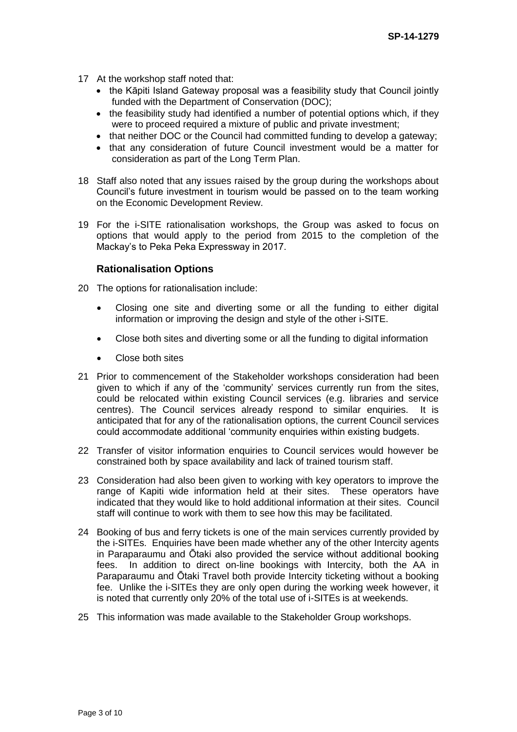17 At the workshop staff noted that:
   - the Kāpiti Island Gateway proposal was a feasibility study that Council jointly funded with the Department of Conservation (DOC);
   - the feasibility study had identified a number of potential options which, if they were to proceed required a mixture of public and private investment;
   - that neither DOC or the Council had committed funding to develop a gateway;
   - that any consideration of future Council investment would be a matter for consideration as part of the Long Term Plan.

18 Staff also noted that any issues raised by the group during the workshops about Council's future investment in tourism would be passed on to the team working on the Economic Development Review.

19 For the i-SITE rationalisation workshops, the Group was asked to focus on options that would apply to the period from 2015 to the completion of the Mackay's to Peka Peka Expressway in 2017.

### Rationalisation Options

20 The options for rationalisation include:

   - Closing one site and diverting some or all the funding to either digital information or improving the design and style of the other i-SITE.
   - Close both sites and diverting some or all the funding to digital information
   - Close both sites

21 Prior to commencement of the Stakeholder workshops consideration had been given to which if any of the 'community' services currently run from the sites, could be relocated within existing Council services (e.g. libraries and service centres). The Council services already respond to similar enquiries. It is anticipated that for any of the rationalisation options, the current Council services could accommodate additional 'community enquiries within existing budgets.

22 Transfer of visitor information enquiries to Council services would however be constrained both by space availability and lack of trained tourism staff.

23 Consideration had also been given to working with key operators to improve the range of Kapiti wide information held at their sites. These operators have indicated that they would like to hold additional information at their sites. Council staff will continue to work with them to see how this may be facilitated.

24 Booking of bus and ferry tickets is one of the main services currently provided by the i-SITEs. Enquiries have been made whether any of the other Intercity agents in Paraparaumu and Ōtaki also provided the service without additional booking fees. In addition to direct on-line bookings with Intercity, both the AA in Paraparaumu and Ōtaki Travel both provide Intercity ticketing without a booking fee. Unlike the i-SITEs they are only open during the working week however, it is noted that currently only 20% of the total use of i-SITEs is at weekends.

25 This information was made available to the Stakeholder Group workshops.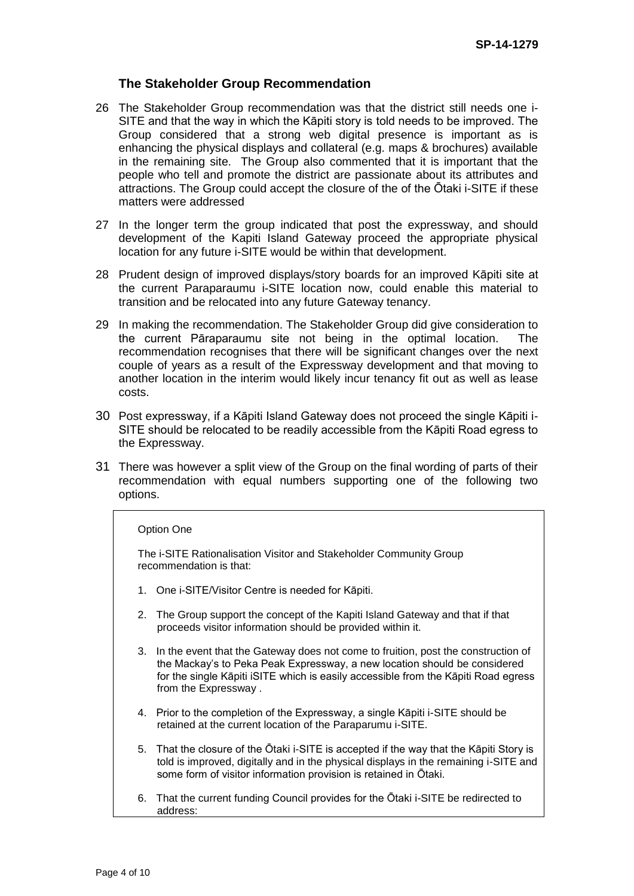### The Stakeholder Group Recommendation

26 The Stakeholder Group recommendation was that the district still needs one i-SITE and that the way in which the Kāpiti story is told needs to be improved. The Group considered that a strong web digital presence is important as is enhancing the physical displays and collateral (e.g. maps & brochures) available in the remaining site. The Group also commented that it is important that the people who tell and promote the district are passionate about its attributes and attractions. The Group could accept the closure of the of the Ōtaki i-SITE if these matters were addressed

27 In the longer term the group indicated that post the expressway, and should development of the Kapiti Island Gateway proceed the appropriate physical location for any future i-SITE would be within that development.

28 Prudent design of improved displays/story boards for an improved Kāpiti site at the current Paraparaumu i-SITE location now, could enable this material to transition and be relocated into any future Gateway tenancy.

29 In making the recommendation. The Stakeholder Group did give consideration to the current Pāraparaumu site not being in the optimal location. The recommendation recognises that there will be significant changes over the next couple of years as a result of the Expressway development and that moving to another location in the interim would likely incur tenancy fit out as well as lease costs.

30 Post expressway, if a Kāpiti Island Gateway does not proceed the single Kāpiti i-SITE should be relocated to be readily accessible from the Kāpiti Road egress to the Expressway.

31 There was however a split view of the Group on the final wording of parts of their recommendation with equal numbers supporting one of the following two options.

> Option One
>
> The i-SITE Rationalisation Visitor and Stakeholder Community Group recommendation is that:
>
> 1. One i-SITE/Visitor Centre is needed for Kāpiti.
> 2. The Group support the concept of the Kapiti Island Gateway and that if that proceeds visitor information should be provided within it.
> 3. In the event that the Gateway does not come to fruition, post the construction of the Mackay's to Peka Peak Expressway, a new location should be considered for the single Kāpiti iSITE which is easily accessible from the Kāpiti Road egress from the Expressway .
> 4. Prior to the completion of the Expressway, a single Kāpiti i-SITE should be retained at the current location of the Paraparumu i-SITE.
> 5. That the closure of the Ōtaki i-SITE is accepted if the way that the Kāpiti Story is told is improved, digitally and in the physical displays in the remaining i-SITE and some form of visitor information provision is retained in Ōtaki.
> 6. That the current funding Council provides for the Ōtaki i-SITE be redirected to address: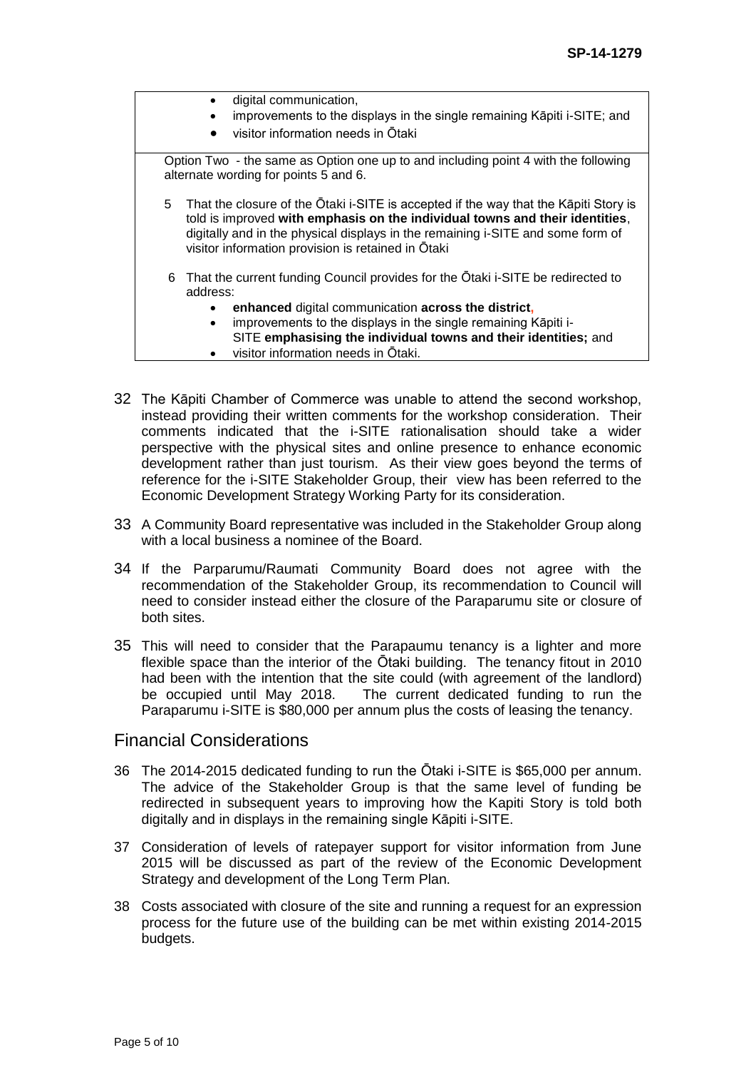- digital communication,
- improvements to the displays in the single remaining Kāpiti i-SITE; and
- visitor information needs in Ōtaki

Option Two - the same as Option one up to and including point 4 with the following alternate wording for points 5 and 6.

5 That the closure of the Ōtaki i-SITE is accepted if the way that the Kāpiti Story is told is improved **with emphasis on the individual towns and their identities**, digitally and in the physical displays in the remaining i-SITE and some form of visitor information provision is retained in Ōtaki

6 That the current funding Council provides for the Ōtaki i-SITE be redirected to address:

- **enhanced** digital communication **across the district**,
- improvements to the displays in the single remaining Kāpiti i-SITE **emphasising the individual towns and their identities;** and
- visitor information needs in Ōtaki.

32 The Kāpiti Chamber of Commerce was unable to attend the second workshop, instead providing their written comments for the workshop consideration. Their comments indicated that the i-SITE rationalisation should take a wider perspective with the physical sites and online presence to enhance economic development rather than just tourism. As their view goes beyond the terms of reference for the i-SITE Stakeholder Group, their view has been referred to the Economic Development Strategy Working Party for its consideration.

33 A Community Board representative was included in the Stakeholder Group along with a local business a nominee of the Board.

34 If the Parparumu/Raumati Community Board does not agree with the recommendation of the Stakeholder Group, its recommendation to Council will need to consider instead either the closure of the Paraparumu site or closure of both sites.

35 This will need to consider that the Parapaumu tenancy is a lighter and more flexible space than the interior of the Ōtaki building. The tenancy fitout in 2010 had been with the intention that the site could (with agreement of the landlord) be occupied until May 2018. The current dedicated funding to run the Paraparumu i-SITE is \$80,000 per annum plus the costs of leasing the tenancy.

## Financial Considerations

36 The 2014-2015 dedicated funding to run the Ōtaki i-SITE is \$65,000 per annum. The advice of the Stakeholder Group is that the same level of funding be redirected in subsequent years to improving how the Kapiti Story is told both digitally and in displays in the remaining single Kāpiti i-SITE.

37 Consideration of levels of ratepayer support for visitor information from June 2015 will be discussed as part of the review of the Economic Development Strategy and development of the Long Term Plan.

38 Costs associated with closure of the site and running a request for an expression process for the future use of the building can be met within existing 2014-2015 budgets.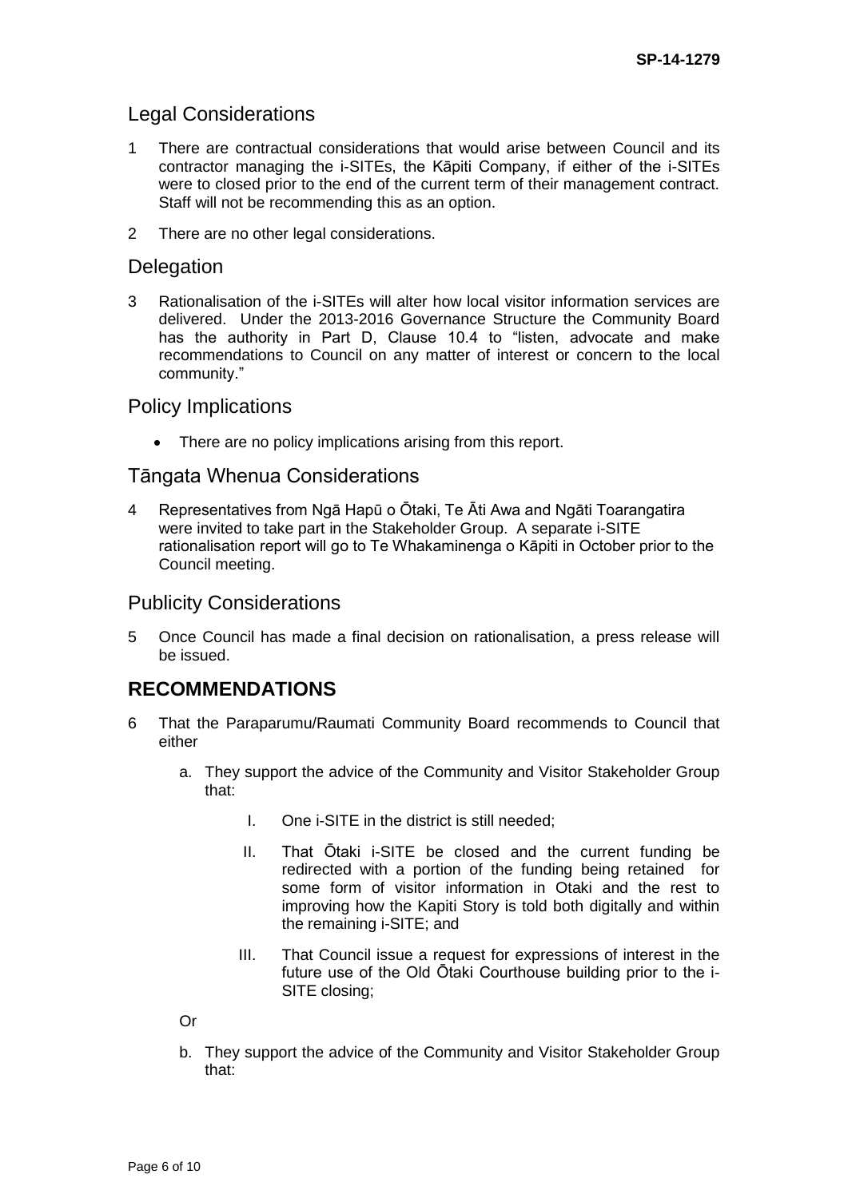## Legal Considerations

1 There are contractual considerations that would arise between Council and its contractor managing the i-SITEs, the Kāpiti Company, if either of the i-SITEs were to closed prior to the end of the current term of their management contract. Staff will not be recommending this as an option.

2 There are no other legal considerations.

## Delegation

3 Rationalisation of the i-SITEs will alter how local visitor information services are delivered. Under the 2013-2016 Governance Structure the Community Board has the authority in Part D, Clause 10.4 to "listen, advocate and make recommendations to Council on any matter of interest or concern to the local community."

## Policy Implications

- There are no policy implications arising from this report.

## Tāngata Whenua Considerations

4 Representatives from Ngā Hapū o Ōtaki, Te Āti Awa and Ngāti Toarangatira were invited to take part in the Stakeholder Group. A separate i-SITE rationalisation report will go to Te Whakaminenga o Kāpiti in October prior to the Council meeting.

## Publicity Considerations

5 Once Council has made a final decision on rationalisation, a press release will be issued.

# RECOMMENDATIONS

6 That the Paraparumu/Raumati Community Board recommends to Council that either

a. They support the advice of the Community and Visitor Stakeholder Group that:

I. One i-SITE in the district is still needed;

II. That Ōtaki i-SITE be closed and the current funding be redirected with a portion of the funding being retained for some form of visitor information in Otaki and the rest to improving how the Kapiti Story is told both digitally and within the remaining i-SITE; and

III. That Council issue a request for expressions of interest in the future use of the Old Ōtaki Courthouse building prior to the i-SITE closing;

Or

b. They support the advice of the Community and Visitor Stakeholder Group that: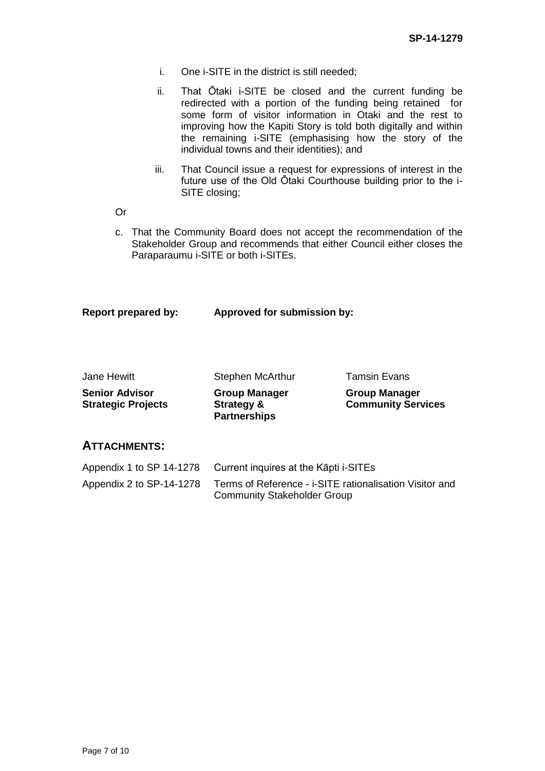i. One i-SITE in the district is still needed;

ii. That Ōtaki i-SITE be closed and the current funding be redirected with a portion of the funding being retained for some form of visitor information in Otaki and the rest to improving how the Kapiti Story is told both digitally and within the remaining i-SITE (emphasising how the story of the individual towns and their identities); and

iii. That Council issue a request for expressions of interest in the future use of the Old Ōtaki Courthouse building prior to the i-SITE closing;

Or

c. That the Community Board does not accept the recommendation of the Stakeholder Group and recommends that either Council either closes the Paraparaumu i-SITE or both i-SITEs.

| **Report prepared by:** | **Approved for submission by:** | |
|---|---|---|
| Jane Hewitt | Stephen McArthur | Tamsin Evans |
| **Senior Advisor Strategic Projects** | **Group Manager Strategy & Partnerships** | **Group Manager Community Services** |

## ATTACHMENTS:

| | |
|---|---|
| Appendix 1 to SP 14-1278 | Current inquires at the Kāpti i-SITEs |
| Appendix 2 to SP-14-1278 | Terms of Reference - i-SITE rationalisation Visitor and Community Stakeholder Group |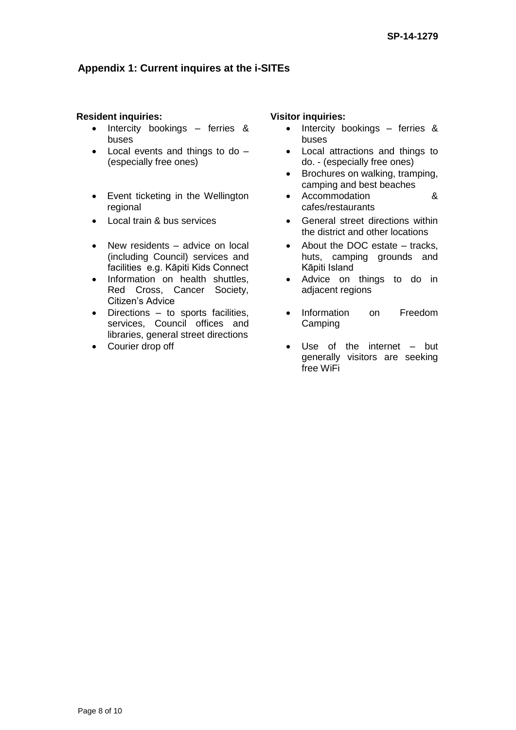## Appendix 1: Current inquires at the i-SITEs

**Resident inquiries:**

- Intercity bookings – ferries & buses
- Local events and things to do – (especially free ones)
- Event ticketing in the Wellington regional
- Local train & bus services
- New residents – advice on local (including Council) services and facilities e.g. Kāpiti Kids Connect
- Information on health shuttles, Red Cross, Cancer Society, Citizen's Advice
- Directions – to sports facilities, services, Council offices and libraries, general street directions
- Courier drop off

**Visitor inquiries:**

- Intercity bookings – ferries & buses
- Local attractions and things to do. - (especially free ones)
- Brochures on walking, tramping, camping and best beaches
- Accommodation & cafes/restaurants
- General street directions within the district and other locations
- About the DOC estate – tracks, huts, camping grounds and Kāpiti Island
- Advice on things to do in adjacent regions
- Information on Freedom Camping
- Use of the internet – but generally visitors are seeking free WiFi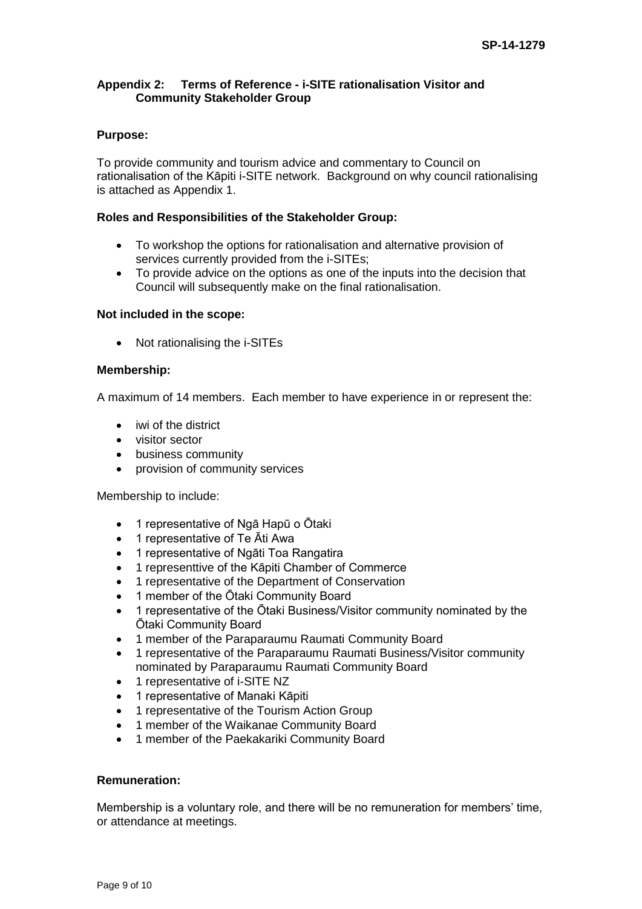SP-14-1279

## Appendix 2: Terms of Reference - i-SITE rationalisation Visitor and Community Stakeholder Group

**Purpose:**

To provide community and tourism advice and commentary to Council on rationalisation of the Kāpiti i-SITE network. Background on why council rationalising is attached as Appendix 1.

**Roles and Responsibilities of the Stakeholder Group:**

- To workshop the options for rationalisation and alternative provision of services currently provided from the i-SITEs;
- To provide advice on the options as one of the inputs into the decision that Council will subsequently make on the final rationalisation.

**Not included in the scope:**

- Not rationalising the i-SITEs

**Membership:**

A maximum of 14 members. Each member to have experience in or represent the:

- iwi of the district
- visitor sector
- business community
- provision of community services

Membership to include:

- 1 representative of Ngā Hapū o Ōtaki
- 1 representative of Te Āti Awa
- 1 representative of Ngāti Toa Rangatira
- 1 representtive of the Kāpiti Chamber of Commerce
- 1 representative of the Department of Conservation
- 1 member of the Ōtaki Community Board
- 1 representative of the Ōtaki Business/Visitor community nominated by the Ōtaki Community Board
- 1 member of the Paraparaumu Raumati Community Board
- 1 representative of the Paraparaumu Raumati Business/Visitor community nominated by Paraparaumu Raumati Community Board
- 1 representative of i-SITE NZ
- 1 representative of Manaki Kāpiti
- 1 representative of the Tourism Action Group
- 1 member of the Waikanae Community Board
- 1 member of the Paekakariki Community Board

**Remuneration:**

Membership is a voluntary role, and there will be no remuneration for members' time, or attendance at meetings.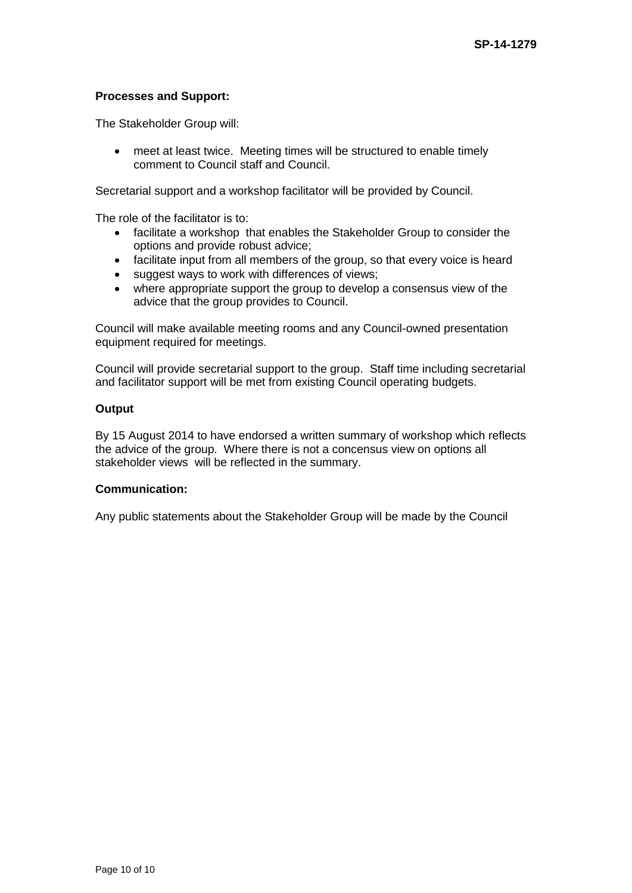**Processes and Support:**

The Stakeholder Group will:

- meet at least twice. Meeting times will be structured to enable timely comment to Council staff and Council.

Secretarial support and a workshop facilitator will be provided by Council.

The role of the facilitator is to:

- facilitate a workshop that enables the Stakeholder Group to consider the options and provide robust advice;
- facilitate input from all members of the group, so that every voice is heard
- suggest ways to work with differences of views;
- where appropriate support the group to develop a consensus view of the advice that the group provides to Council.

Council will make available meeting rooms and any Council-owned presentation equipment required for meetings.

Council will provide secretarial support to the group. Staff time including secretarial and facilitator support will be met from existing Council operating budgets.

**Output**

By 15 August 2014 to have endorsed a written summary of workshop which reflects the advice of the group. Where there is not a concensus view on options all stakeholder views will be reflected in the summary.

**Communication:**

Any public statements about the Stakeholder Group will be made by the Council